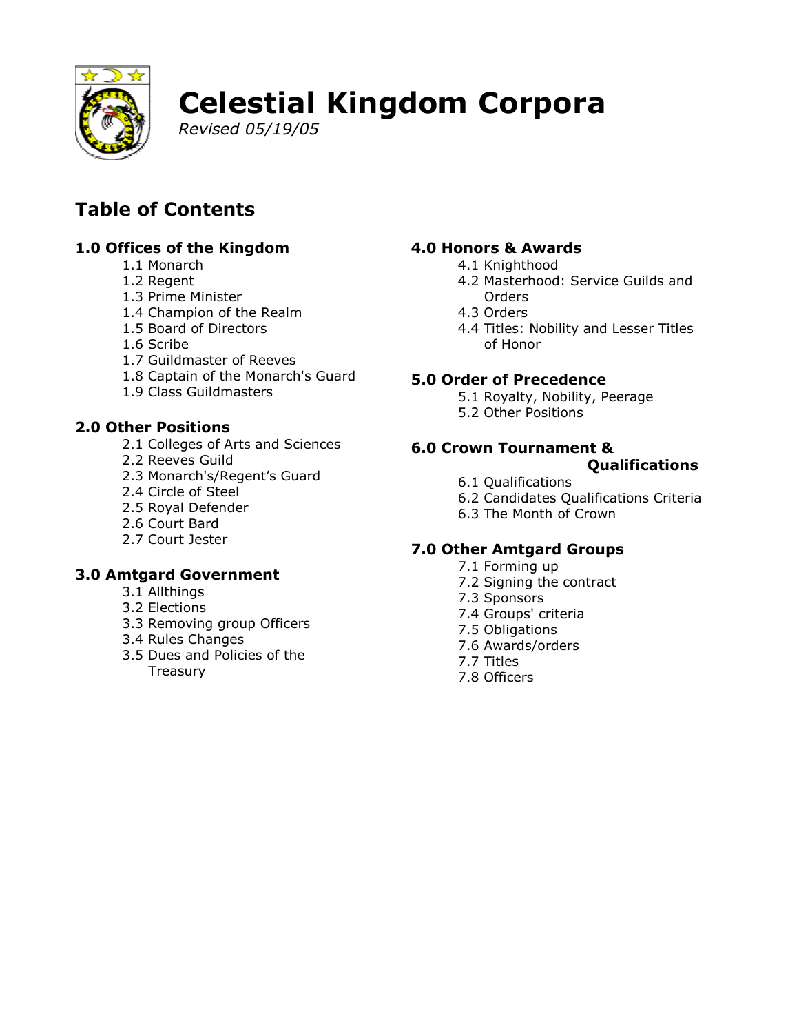# Celestial Kingdom Corpora

*Revised 05/19/05*

## Table of Contents

### 1.0 Offices of the Kingdom

- 1.1 Monarch
- 1.2 Regent
- 1.3 Prime Minister
- 1.4 Champion of the Realm
- 1.5 Board of Directors
- 1.6 Scribe
- 1.7 Guildmaster of Reeves
- 1.8 Captain of the Monarch's Guard
- 1.9 Class Guildmasters

### 2.0 Other Positions

- 2.1 Colleges of Arts and Sciences
- 2.2 Reeves Guild
- 2.3 Monarch's/Regent's Guard
- 2.4 Circle of Steel
- 2.5 Royal Defender
- 2.6 Court Bard
- 2.7 Court Jester

### 3.0 Amtgard Government

- 3.1 Allthings
- 3.2 Elections
- 3.3 Removing group Officers
- 3.4 Rules Changes
- 3.5 Dues and Policies of the Treasury

### 4.0 Honors & Awards

- 4.1 Knighthood
- 4.2 Masterhood: Service Guilds and Orders
- 4.3 Orders
- 4.4 Titles: Nobility and Lesser Titles of Honor

### 5.0 Order of Precedence

- 5.1 Royalty, Nobility, Peerage
- 5.2 Other Positions

### 6.0 Crown Tournament & Qualifications

- 6.1 Qualifications
- 6.2 Candidates Qualifications Criteria
- 6.3 The Month of Crown

### 7.0 Other Amtgard Groups

- 7.1 Forming up
- 7.2 Signing the contract
- 7.3 Sponsors
- 7.4 Groups' criteria
- 7.5 Obligations
- 7.6 Awards/orders
- 7.7 Titles
- 7.8 Officers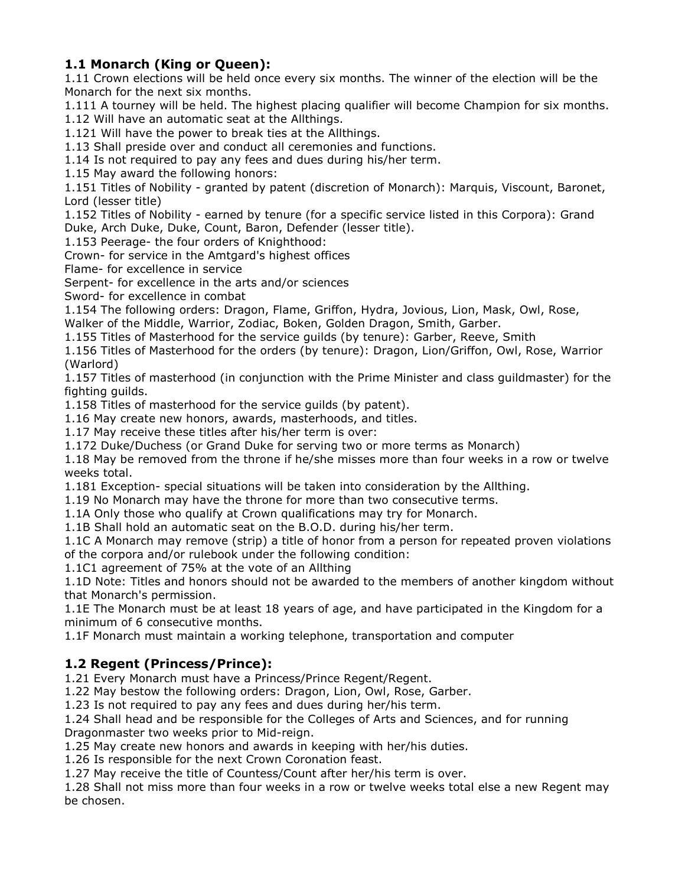## 1.1 Monarch (King or Queen):

1.11 Crown elections will be held once every six months. The winner of the election will be the Monarch for the next six months.
1.111 A tourney will be held. The highest placing qualifier will become Champion for six months.
1.12 Will have an automatic seat at the Allthings.
1.121 Will have the power to break ties at the Allthings.
1.13 Shall preside over and conduct all ceremonies and functions.
1.14 Is not required to pay any fees and dues during his/her term.
1.15 May award the following honors:
1.151 Titles of Nobility - granted by patent (discretion of Monarch): Marquis, Viscount, Baronet, Lord (lesser title)
1.152 Titles of Nobility - earned by tenure (for a specific service listed in this Corpora): Grand Duke, Arch Duke, Duke, Count, Baron, Defender (lesser title).
1.153 Peerage- the four orders of Knighthood:
Crown- for service in the Amtgard's highest offices
Flame- for excellence in service
Serpent- for excellence in the arts and/or sciences
Sword- for excellence in combat
1.154 The following orders: Dragon, Flame, Griffon, Hydra, Jovious, Lion, Mask, Owl, Rose, Walker of the Middle, Warrior, Zodiac, Boken, Golden Dragon, Smith, Garber.
1.155 Titles of Masterhood for the service guilds (by tenure): Garber, Reeve, Smith
1.156 Titles of Masterhood for the orders (by tenure): Dragon, Lion/Griffon, Owl, Rose, Warrior (Warlord)
1.157 Titles of masterhood (in conjunction with the Prime Minister and class guildmaster) for the fighting guilds.
1.158 Titles of masterhood for the service guilds (by patent).
1.16 May create new honors, awards, masterhoods, and titles.
1.17 May receive these titles after his/her term is over:
1.172 Duke/Duchess (or Grand Duke for serving two or more terms as Monarch)
1.18 May be removed from the throne if he/she misses more than four weeks in a row or twelve weeks total.
1.181 Exception- special situations will be taken into consideration by the Allthing.
1.19 No Monarch may have the throne for more than two consecutive terms.
1.1A Only those who qualify at Crown qualifications may try for Monarch.
1.1B Shall hold an automatic seat on the B.O.D. during his/her term.
1.1C A Monarch may remove (strip) a title of honor from a person for repeated proven violations of the corpora and/or rulebook under the following condition:
1.1C1 agreement of 75% at the vote of an Allthing
1.1D Note: Titles and honors should not be awarded to the members of another kingdom without that Monarch's permission.
1.1E The Monarch must be at least 18 years of age, and have participated in the Kingdom for a minimum of 6 consecutive months.
1.1F Monarch must maintain a working telephone, transportation and computer

## 1.2 Regent (Princess/Prince):

1.21 Every Monarch must have a Princess/Prince Regent/Regent.
1.22 May bestow the following orders: Dragon, Lion, Owl, Rose, Garber.
1.23 Is not required to pay any fees and dues during her/his term.
1.24 Shall head and be responsible for the Colleges of Arts and Sciences, and for running Dragonmaster two weeks prior to Mid-reign.
1.25 May create new honors and awards in keeping with her/his duties.
1.26 Is responsible for the next Crown Coronation feast.
1.27 May receive the title of Countess/Count after her/his term is over.
1.28 Shall not miss more than four weeks in a row or twelve weeks total else a new Regent may be chosen.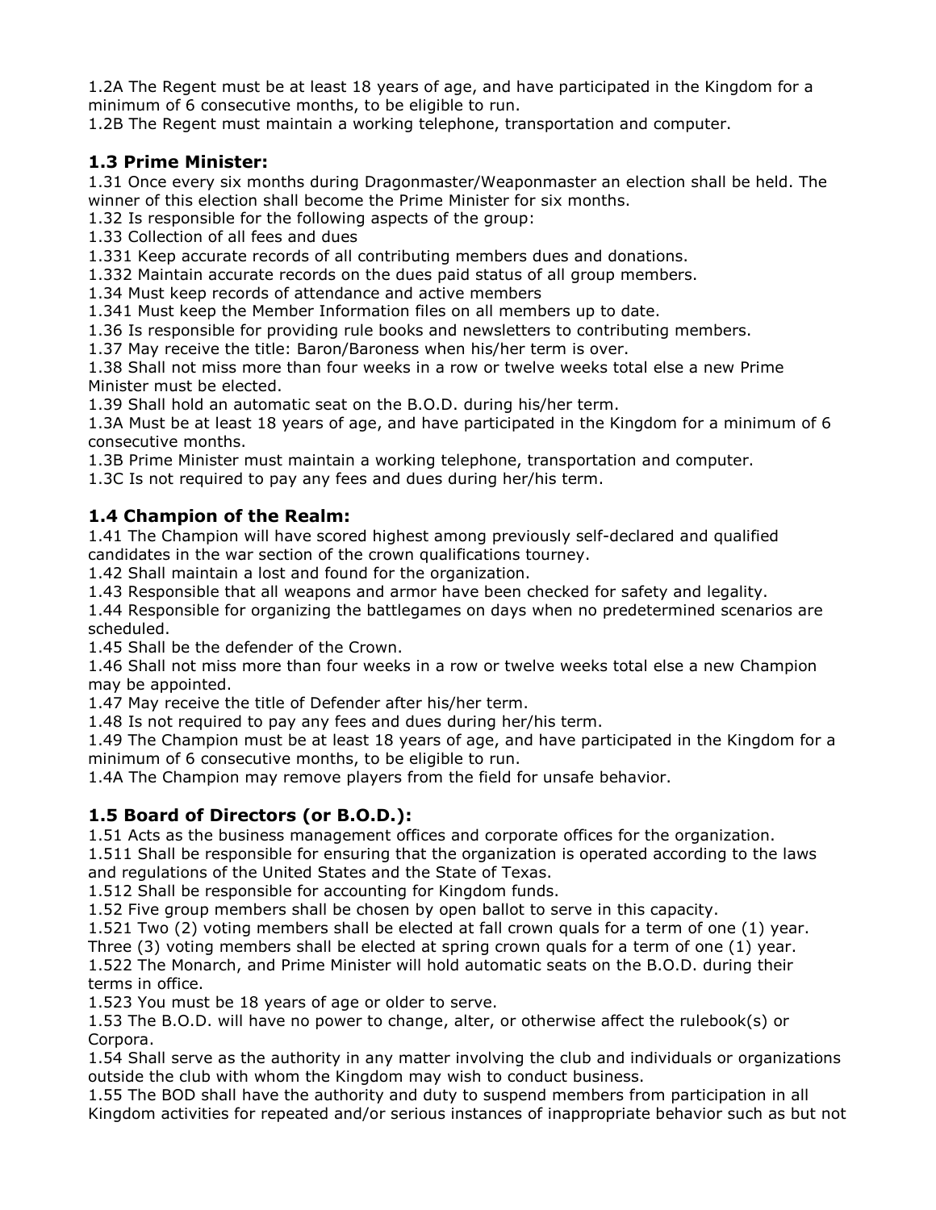1.2A The Regent must be at least 18 years of age, and have participated in the Kingdom for a minimum of 6 consecutive months, to be eligible to run.
1.2B The Regent must maintain a working telephone, transportation and computer.

### 1.3 Prime Minister:

1.31 Once every six months during Dragonmaster/Weaponmaster an election shall be held. The winner of this election shall become the Prime Minister for six months.
1.32 Is responsible for the following aspects of the group:
1.33 Collection of all fees and dues
1.331 Keep accurate records of all contributing members dues and donations.
1.332 Maintain accurate records on the dues paid status of all group members.
1.34 Must keep records of attendance and active members
1.341 Must keep the Member Information files on all members up to date.
1.36 Is responsible for providing rule books and newsletters to contributing members.
1.37 May receive the title: Baron/Baroness when his/her term is over.
1.38 Shall not miss more than four weeks in a row or twelve weeks total else a new Prime Minister must be elected.
1.39 Shall hold an automatic seat on the B.O.D. during his/her term.
1.3A Must be at least 18 years of age, and have participated in the Kingdom for a minimum of 6 consecutive months.
1.3B Prime Minister must maintain a working telephone, transportation and computer.
1.3C Is not required to pay any fees and dues during her/his term.

### 1.4 Champion of the Realm:

1.41 The Champion will have scored highest among previously self-declared and qualified candidates in the war section of the crown qualifications tourney.
1.42 Shall maintain a lost and found for the organization.
1.43 Responsible that all weapons and armor have been checked for safety and legality.
1.44 Responsible for organizing the battlegames on days when no predetermined scenarios are scheduled.
1.45 Shall be the defender of the Crown.
1.46 Shall not miss more than four weeks in a row or twelve weeks total else a new Champion may be appointed.
1.47 May receive the title of Defender after his/her term.
1.48 Is not required to pay any fees and dues during her/his term.
1.49 The Champion must be at least 18 years of age, and have participated in the Kingdom for a minimum of 6 consecutive months, to be eligible to run.
1.4A The Champion may remove players from the field for unsafe behavior.

### 1.5 Board of Directors (or B.O.D.):

1.51 Acts as the business management offices and corporate offices for the organization.
1.511 Shall be responsible for ensuring that the organization is operated according to the laws and regulations of the United States and the State of Texas.
1.512 Shall be responsible for accounting for Kingdom funds.
1.52 Five group members shall be chosen by open ballot to serve in this capacity.
1.521 Two (2) voting members shall be elected at fall crown quals for a term of one (1) year. Three (3) voting members shall be elected at spring crown quals for a term of one (1) year.
1.522 The Monarch, and Prime Minister will hold automatic seats on the B.O.D. during their terms in office.
1.523 You must be 18 years of age or older to serve.
1.53 The B.O.D. will have no power to change, alter, or otherwise affect the rulebook(s) or Corpora.
1.54 Shall serve as the authority in any matter involving the club and individuals or organizations outside the club with whom the Kingdom may wish to conduct business.
1.55 The BOD shall have the authority and duty to suspend members from participation in all Kingdom activities for repeated and/or serious instances of inappropriate behavior such as but not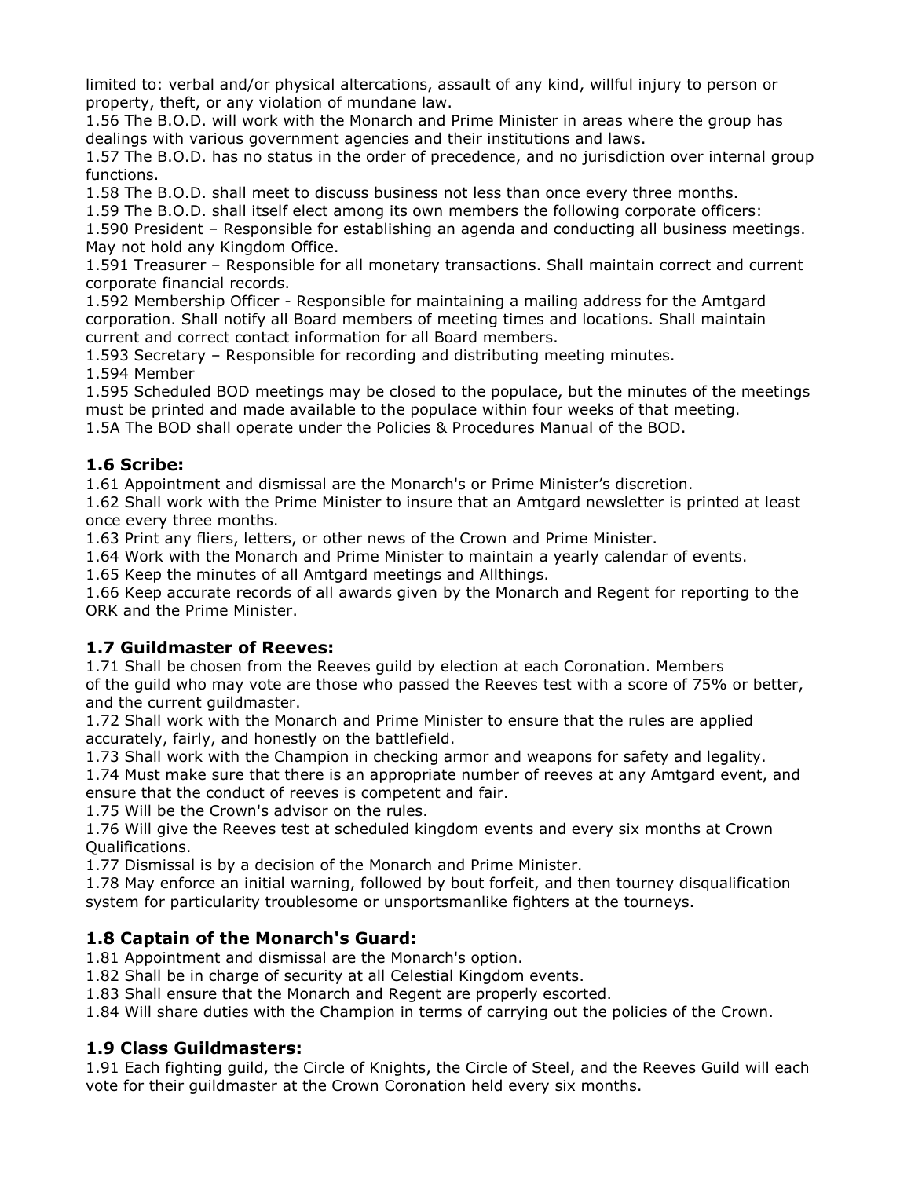limited to: verbal and/or physical altercations, assault of any kind, willful injury to person or property, theft, or any violation of mundane law.

1.56 The B.O.D. will work with the Monarch and Prime Minister in areas where the group has dealings with various government agencies and their institutions and laws.

1.57 The B.O.D. has no status in the order of precedence, and no jurisdiction over internal group functions.

1.58 The B.O.D. shall meet to discuss business not less than once every three months.

1.59 The B.O.D. shall itself elect among its own members the following corporate officers:

1.590 President – Responsible for establishing an agenda and conducting all business meetings. May not hold any Kingdom Office.

1.591 Treasurer – Responsible for all monetary transactions. Shall maintain correct and current corporate financial records.

1.592 Membership Officer - Responsible for maintaining a mailing address for the Amtgard corporation. Shall notify all Board members of meeting times and locations. Shall maintain current and correct contact information for all Board members.

1.593 Secretary – Responsible for recording and distributing meeting minutes.

1.594 Member

1.595 Scheduled BOD meetings may be closed to the populace, but the minutes of the meetings must be printed and made available to the populace within four weeks of that meeting.

1.5A The BOD shall operate under the Policies & Procedures Manual of the BOD.

### 1.6 Scribe:

1.61 Appointment and dismissal are the Monarch's or Prime Minister's discretion.

1.62 Shall work with the Prime Minister to insure that an Amtgard newsletter is printed at least once every three months.

1.63 Print any fliers, letters, or other news of the Crown and Prime Minister.

1.64 Work with the Monarch and Prime Minister to maintain a yearly calendar of events.

1.65 Keep the minutes of all Amtgard meetings and Allthings.

1.66 Keep accurate records of all awards given by the Monarch and Regent for reporting to the ORK and the Prime Minister.

### 1.7 Guildmaster of Reeves:

1.71 Shall be chosen from the Reeves guild by election at each Coronation. Members of the guild who may vote are those who passed the Reeves test with a score of 75% or better, and the current guildmaster.

1.72 Shall work with the Monarch and Prime Minister to ensure that the rules are applied accurately, fairly, and honestly on the battlefield.

1.73 Shall work with the Champion in checking armor and weapons for safety and legality.

1.74 Must make sure that there is an appropriate number of reeves at any Amtgard event, and ensure that the conduct of reeves is competent and fair.

1.75 Will be the Crown's advisor on the rules.

1.76 Will give the Reeves test at scheduled kingdom events and every six months at Crown Qualifications.

1.77 Dismissal is by a decision of the Monarch and Prime Minister.

1.78 May enforce an initial warning, followed by bout forfeit, and then tourney disqualification system for particularity troublesome or unsportsmanlike fighters at the tourneys.

### 1.8 Captain of the Monarch's Guard:

1.81 Appointment and dismissal are the Monarch's option.

1.82 Shall be in charge of security at all Celestial Kingdom events.

1.83 Shall ensure that the Monarch and Regent are properly escorted.

1.84 Will share duties with the Champion in terms of carrying out the policies of the Crown.

### 1.9 Class Guildmasters:

1.91 Each fighting guild, the Circle of Knights, the Circle of Steel, and the Reeves Guild will each vote for their guildmaster at the Crown Coronation held every six months.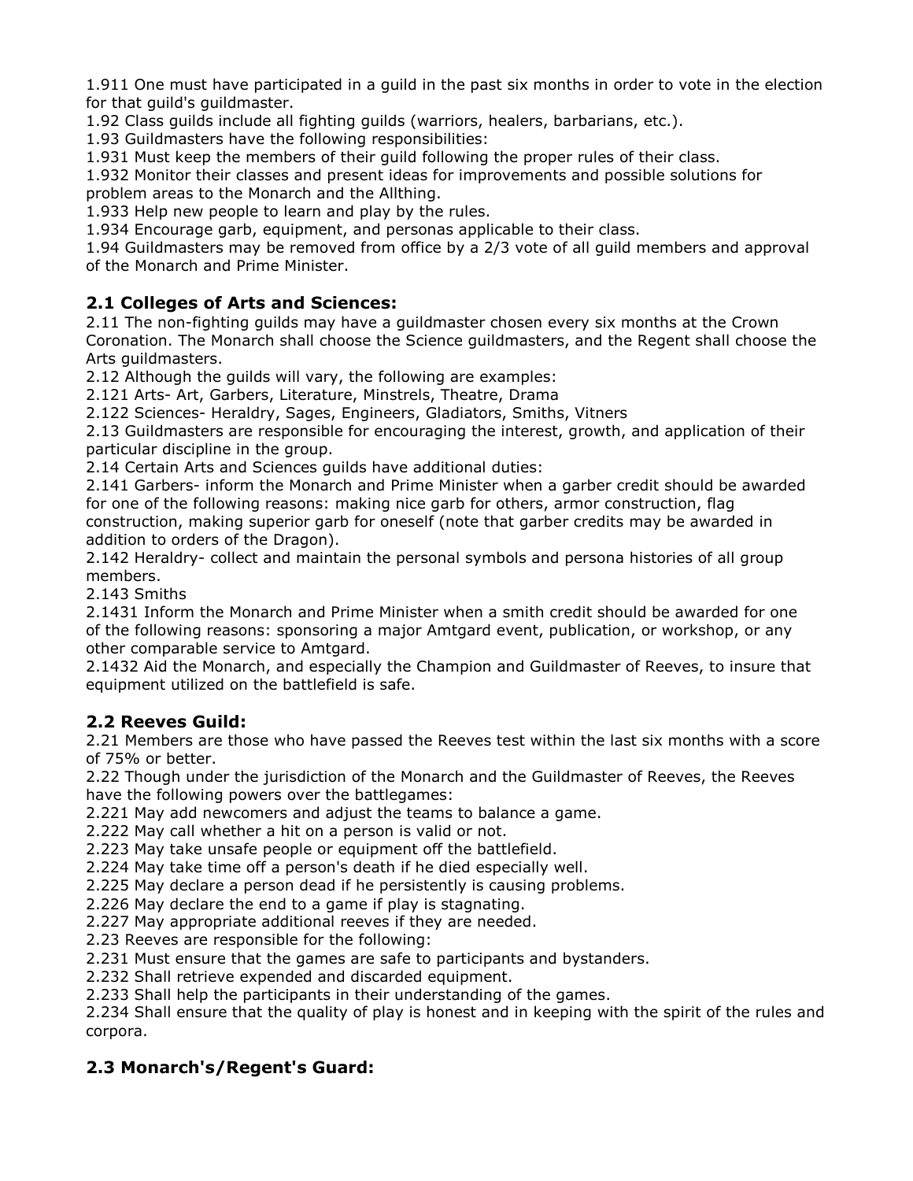1.911 One must have participated in a guild in the past six months in order to vote in the election for that guild's guildmaster.

1.92 Class guilds include all fighting guilds (warriors, healers, barbarians, etc.).

1.93 Guildmasters have the following responsibilities:

1.931 Must keep the members of their guild following the proper rules of their class.

1.932 Monitor their classes and present ideas for improvements and possible solutions for problem areas to the Monarch and the Allthing.

1.933 Help new people to learn and play by the rules.

1.934 Encourage garb, equipment, and personas applicable to their class.

1.94 Guildmasters may be removed from office by a 2/3 vote of all guild members and approval of the Monarch and Prime Minister.

### 2.1 Colleges of Arts and Sciences:

2.11 The non-fighting guilds may have a guildmaster chosen every six months at the Crown Coronation. The Monarch shall choose the Science guildmasters, and the Regent shall choose the Arts guildmasters.

2.12 Although the guilds will vary, the following are examples:

2.121 Arts- Art, Garbers, Literature, Minstrels, Theatre, Drama

2.122 Sciences- Heraldry, Sages, Engineers, Gladiators, Smiths, Vitners

2.13 Guildmasters are responsible for encouraging the interest, growth, and application of their particular discipline in the group.

2.14 Certain Arts and Sciences guilds have additional duties:

2.141 Garbers- inform the Monarch and Prime Minister when a garber credit should be awarded for one of the following reasons: making nice garb for others, armor construction, flag construction, making superior garb for oneself (note that garber credits may be awarded in addition to orders of the Dragon).

2.142 Heraldry- collect and maintain the personal symbols and persona histories of all group members.

2.143 Smiths

2.1431 Inform the Monarch and Prime Minister when a smith credit should be awarded for one of the following reasons: sponsoring a major Amtgard event, publication, or workshop, or any other comparable service to Amtgard.

2.1432 Aid the Monarch, and especially the Champion and Guildmaster of Reeves, to insure that equipment utilized on the battlefield is safe.

### 2.2 Reeves Guild:

2.21 Members are those who have passed the Reeves test within the last six months with a score of 75% or better.

2.22 Though under the jurisdiction of the Monarch and the Guildmaster of Reeves, the Reeves have the following powers over the battlegames:

2.221 May add newcomers and adjust the teams to balance a game.

2.222 May call whether a hit on a person is valid or not.

2.223 May take unsafe people or equipment off the battlefield.

2.224 May take time off a person's death if he died especially well.

2.225 May declare a person dead if he persistently is causing problems.

2.226 May declare the end to a game if play is stagnating.

2.227 May appropriate additional reeves if they are needed.

2.23 Reeves are responsible for the following:

2.231 Must ensure that the games are safe to participants and bystanders.

2.232 Shall retrieve expended and discarded equipment.

2.233 Shall help the participants in their understanding of the games.

2.234 Shall ensure that the quality of play is honest and in keeping with the spirit of the rules and corpora.

### 2.3 Monarch's/Regent's Guard: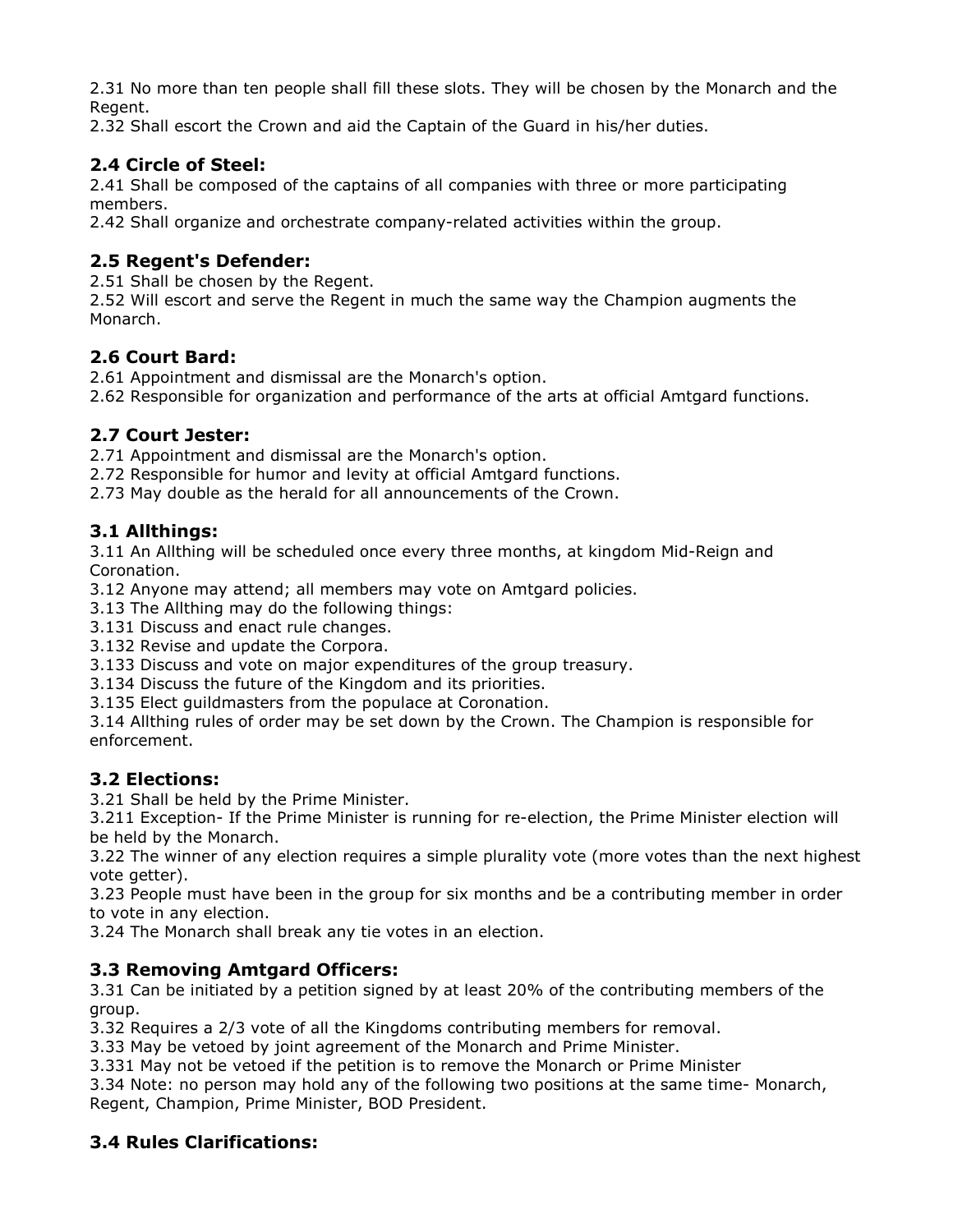2.31 No more than ten people shall fill these slots. They will be chosen by the Monarch and the Regent.
2.32 Shall escort the Crown and aid the Captain of the Guard in his/her duties.

### 2.4 Circle of Steel:

2.41 Shall be composed of the captains of all companies with three or more participating members.
2.42 Shall organize and orchestrate company-related activities within the group.

### 2.5 Regent's Defender:

2.51 Shall be chosen by the Regent.
2.52 Will escort and serve the Regent in much the same way the Champion augments the Monarch.

### 2.6 Court Bard:

2.61 Appointment and dismissal are the Monarch's option.
2.62 Responsible for organization and performance of the arts at official Amtgard functions.

### 2.7 Court Jester:

2.71 Appointment and dismissal are the Monarch's option.
2.72 Responsible for humor and levity at official Amtgard functions.
2.73 May double as the herald for all announcements of the Crown.

### 3.1 Allthings:

3.11 An Allthing will be scheduled once every three months, at kingdom Mid-Reign and Coronation.
3.12 Anyone may attend; all members may vote on Amtgard policies.
3.13 The Allthing may do the following things:
3.131 Discuss and enact rule changes.
3.132 Revise and update the Corpora.
3.133 Discuss and vote on major expenditures of the group treasury.
3.134 Discuss the future of the Kingdom and its priorities.
3.135 Elect guildmasters from the populace at Coronation.
3.14 Allthing rules of order may be set down by the Crown. The Champion is responsible for enforcement.

### 3.2 Elections:

3.21 Shall be held by the Prime Minister.
3.211 Exception- If the Prime Minister is running for re-election, the Prime Minister election will be held by the Monarch.
3.22 The winner of any election requires a simple plurality vote (more votes than the next highest vote getter).
3.23 People must have been in the group for six months and be a contributing member in order to vote in any election.
3.24 The Monarch shall break any tie votes in an election.

### 3.3 Removing Amtgard Officers:

3.31 Can be initiated by a petition signed by at least 20% of the contributing members of the group.
3.32 Requires a 2/3 vote of all the Kingdoms contributing members for removal.
3.33 May be vetoed by joint agreement of the Monarch and Prime Minister.
3.331 May not be vetoed if the petition is to remove the Monarch or Prime Minister
3.34 Note: no person may hold any of the following two positions at the same time- Monarch, Regent, Champion, Prime Minister, BOD President.

### 3.4 Rules Clarifications: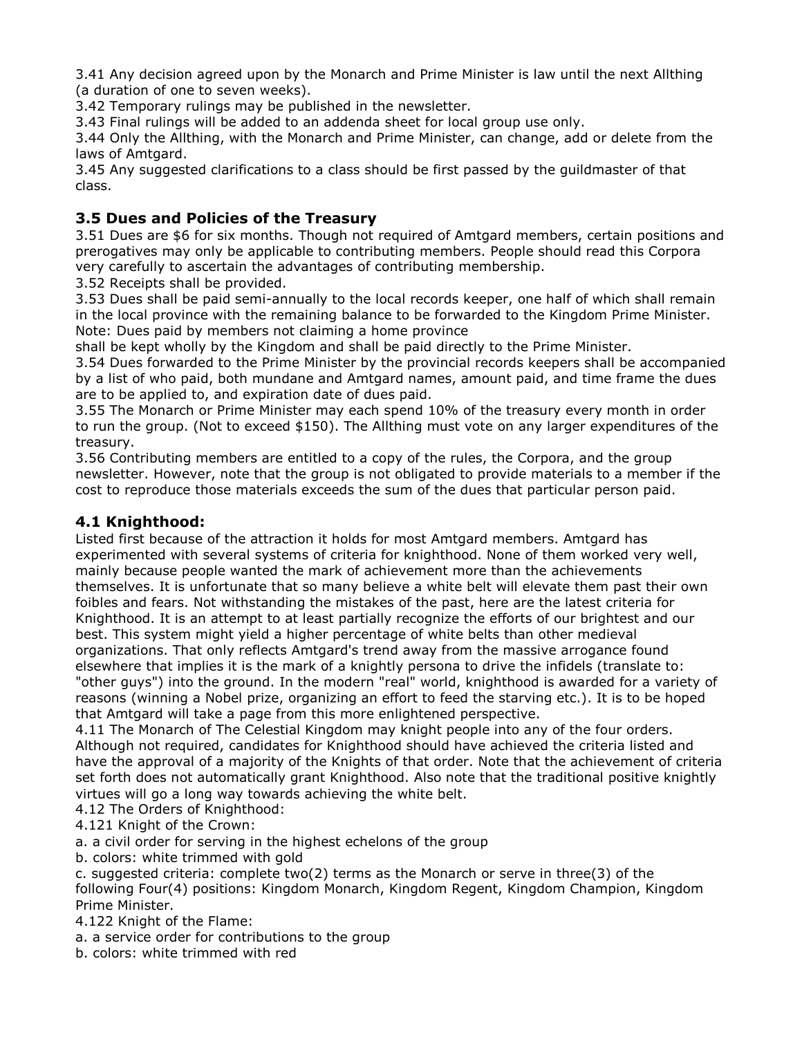3.41 Any decision agreed upon by the Monarch and Prime Minister is law until the next Allthing (a duration of one to seven weeks).
3.42 Temporary rulings may be published in the newsletter.
3.43 Final rulings will be added to an addenda sheet for local group use only.
3.44 Only the Allthing, with the Monarch and Prime Minister, can change, add or delete from the laws of Amtgard.
3.45 Any suggested clarifications to a class should be first passed by the guildmaster of that class.

### 3.5 Dues and Policies of the Treasury

3.51 Dues are $6 for six months. Though not required of Amtgard members, certain positions and prerogatives may only be applicable to contributing members. People should read this Corpora very carefully to ascertain the advantages of contributing membership.
3.52 Receipts shall be provided.
3.53 Dues shall be paid semi-annually to the local records keeper, one half of which shall remain in the local province with the remaining balance to be forwarded to the Kingdom Prime Minister. Note: Dues paid by members not claiming a home province
shall be kept wholly by the Kingdom and shall be paid directly to the Prime Minister.
3.54 Dues forwarded to the Prime Minister by the provincial records keepers shall be accompanied by a list of who paid, both mundane and Amtgard names, amount paid, and time frame the dues are to be applied to, and expiration date of dues paid.
3.55 The Monarch or Prime Minister may each spend 10% of the treasury every month in order to run the group. (Not to exceed $150). The Allthing must vote on any larger expenditures of the treasury.
3.56 Contributing members are entitled to a copy of the rules, the Corpora, and the group newsletter. However, note that the group is not obligated to provide materials to a member if the cost to reproduce those materials exceeds the sum of the dues that particular person paid.

### 4.1 Knighthood:

Listed first because of the attraction it holds for most Amtgard members. Amtgard has experimented with several systems of criteria for knighthood. None of them worked very well, mainly because people wanted the mark of achievement more than the achievements themselves. It is unfortunate that so many believe a white belt will elevate them past their own foibles and fears. Not withstanding the mistakes of the past, here are the latest criteria for Knighthood. It is an attempt to at least partially recognize the efforts of our brightest and our best. This system might yield a higher percentage of white belts than other medieval organizations. That only reflects Amtgard's trend away from the massive arrogance found elsewhere that implies it is the mark of a knightly persona to drive the infidels (translate to: "other guys") into the ground. In the modern "real" world, knighthood is awarded for a variety of reasons (winning a Nobel prize, organizing an effort to feed the starving etc.). It is to be hoped that Amtgard will take a page from this more enlightened perspective.
4.11 The Monarch of The Celestial Kingdom may knight people into any of the four orders. Although not required, candidates for Knighthood should have achieved the criteria listed and have the approval of a majority of the Knights of that order. Note that the achievement of criteria set forth does not automatically grant Knighthood. Also note that the traditional positive knightly virtues will go a long way towards achieving the white belt.
4.12 The Orders of Knighthood:
4.121 Knight of the Crown:
a. a civil order for serving in the highest echelons of the group
b. colors: white trimmed with gold
c. suggested criteria: complete two(2) terms as the Monarch or serve in three(3) of the following Four(4) positions: Kingdom Monarch, Kingdom Regent, Kingdom Champion, Kingdom Prime Minister.
4.122 Knight of the Flame:
a. a service order for contributions to the group
b. colors: white trimmed with red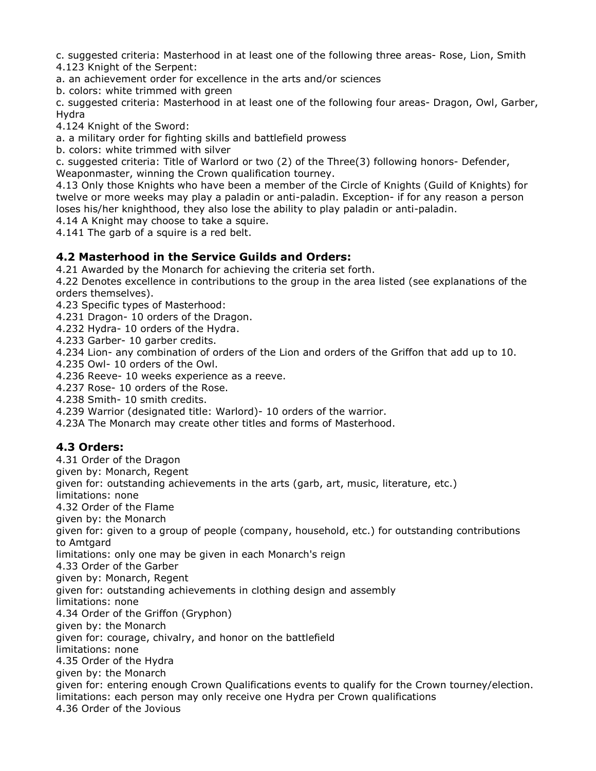c. suggested criteria: Masterhood in at least one of the following three areas- Rose, Lion, Smith
4.123 Knight of the Serpent:
a. an achievement order for excellence in the arts and/or sciences
b. colors: white trimmed with green
c. suggested criteria: Masterhood in at least one of the following four areas- Dragon, Owl, Garber, Hydra
4.124 Knight of the Sword:
a. a military order for fighting skills and battlefield prowess
b. colors: white trimmed with silver
c. suggested criteria: Title of Warlord or two (2) of the Three(3) following honors- Defender, Weaponmaster, winning the Crown qualification tourney.
4.13 Only those Knights who have been a member of the Circle of Knights (Guild of Knights) for twelve or more weeks may play a paladin or anti-paladin. Exception- if for any reason a person loses his/her knighthood, they also lose the ability to play paladin or anti-paladin.
4.14 A Knight may choose to take a squire.
4.141 The garb of a squire is a red belt.

### 4.2 Masterhood in the Service Guilds and Orders:

4.21 Awarded by the Monarch for achieving the criteria set forth.
4.22 Denotes excellence in contributions to the group in the area listed (see explanations of the orders themselves).
4.23 Specific types of Masterhood:
4.231 Dragon- 10 orders of the Dragon.
4.232 Hydra- 10 orders of the Hydra.
4.233 Garber- 10 garber credits.
4.234 Lion- any combination of orders of the Lion and orders of the Griffon that add up to 10.
4.235 Owl- 10 orders of the Owl.
4.236 Reeve- 10 weeks experience as a reeve.
4.237 Rose- 10 orders of the Rose.
4.238 Smith- 10 smith credits.
4.239 Warrior (designated title: Warlord)- 10 orders of the warrior.
4.23A The Monarch may create other titles and forms of Masterhood.

### 4.3 Orders:

4.31 Order of the Dragon
given by: Monarch, Regent
given for: outstanding achievements in the arts (garb, art, music, literature, etc.)
limitations: none
4.32 Order of the Flame
given by: the Monarch
given for: given to a group of people (company, household, etc.) for outstanding contributions to Amtgard
limitations: only one may be given in each Monarch's reign
4.33 Order of the Garber
given by: Monarch, Regent
given for: outstanding achievements in clothing design and assembly
limitations: none
4.34 Order of the Griffon (Gryphon)
given by: the Monarch
given for: courage, chivalry, and honor on the battlefield
limitations: none
4.35 Order of the Hydra
given by: the Monarch
given for: entering enough Crown Qualifications events to qualify for the Crown tourney/election.
limitations: each person may only receive one Hydra per Crown qualifications
4.36 Order of the Jovious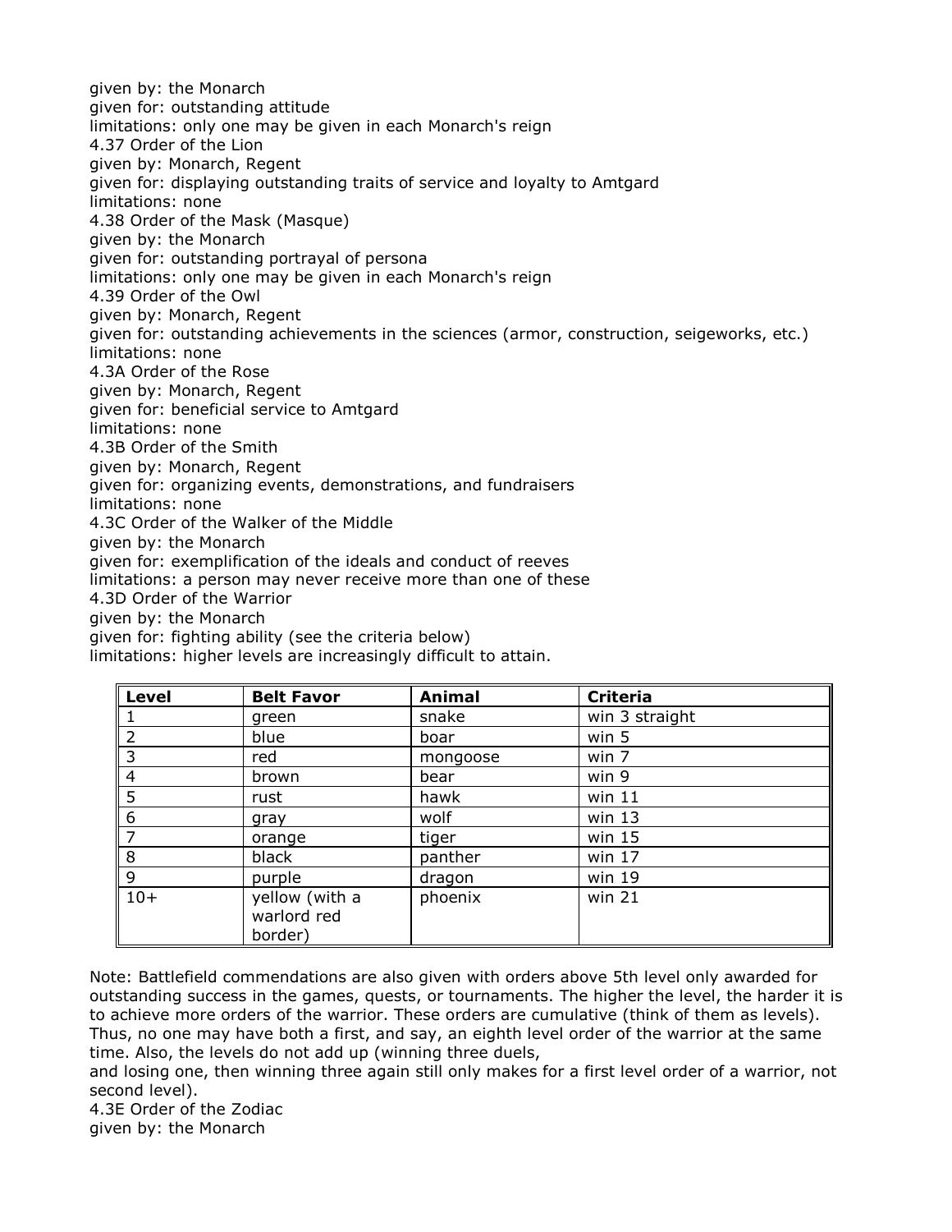given by: the Monarch
given for: outstanding attitude
limitations: only one may be given in each Monarch's reign

4.37 Order of the Lion
given by: Monarch, Regent
given for: displaying outstanding traits of service and loyalty to Amtgard
limitations: none

4.38 Order of the Mask (Masque)
given by: the Monarch
given for: outstanding portrayal of persona
limitations: only one may be given in each Monarch's reign

4.39 Order of the Owl
given by: Monarch, Regent
given for: outstanding achievements in the sciences (armor, construction, seigeworks, etc.)
limitations: none

4.3A Order of the Rose
given by: Monarch, Regent
given for: beneficial service to Amtgard
limitations: none

4.3B Order of the Smith
given by: Monarch, Regent
given for: organizing events, demonstrations, and fundraisers
limitations: none

4.3C Order of the Walker of the Middle
given by: the Monarch
given for: exemplification of the ideals and conduct of reeves
limitations: a person may never receive more than one of these

4.3D Order of the Warrior
given by: the Monarch
given for: fighting ability (see the criteria below)
limitations: higher levels are increasingly difficult to attain.

| Level | Belt Favor | Animal | Criteria |
|---|---|---|---|
| 1 | green | snake | win 3 straight |
| 2 | blue | boar | win 5 |
| 3 | red | mongoose | win 7 |
| 4 | brown | bear | win 9 |
| 5 | rust | hawk | win 11 |
| 6 | gray | wolf | win 13 |
| 7 | orange | tiger | win 15 |
| 8 | black | panther | win 17 |
| 9 | purple | dragon | win 19 |
| 10+ | yellow (with a warlord red border) | phoenix | win 21 |

Note: Battlefield commendations are also given with orders above 5th level only awarded for outstanding success in the games, quests, or tournaments. The higher the level, the harder it is to achieve more orders of the warrior. These orders are cumulative (think of them as levels). Thus, no one may have both a first, and say, an eighth level order of the warrior at the same time. Also, the levels do not add up (winning three duels,
and losing one, then winning three again still only makes for a first level order of a warrior, not second level).

4.3E Order of the Zodiac
given by: the Monarch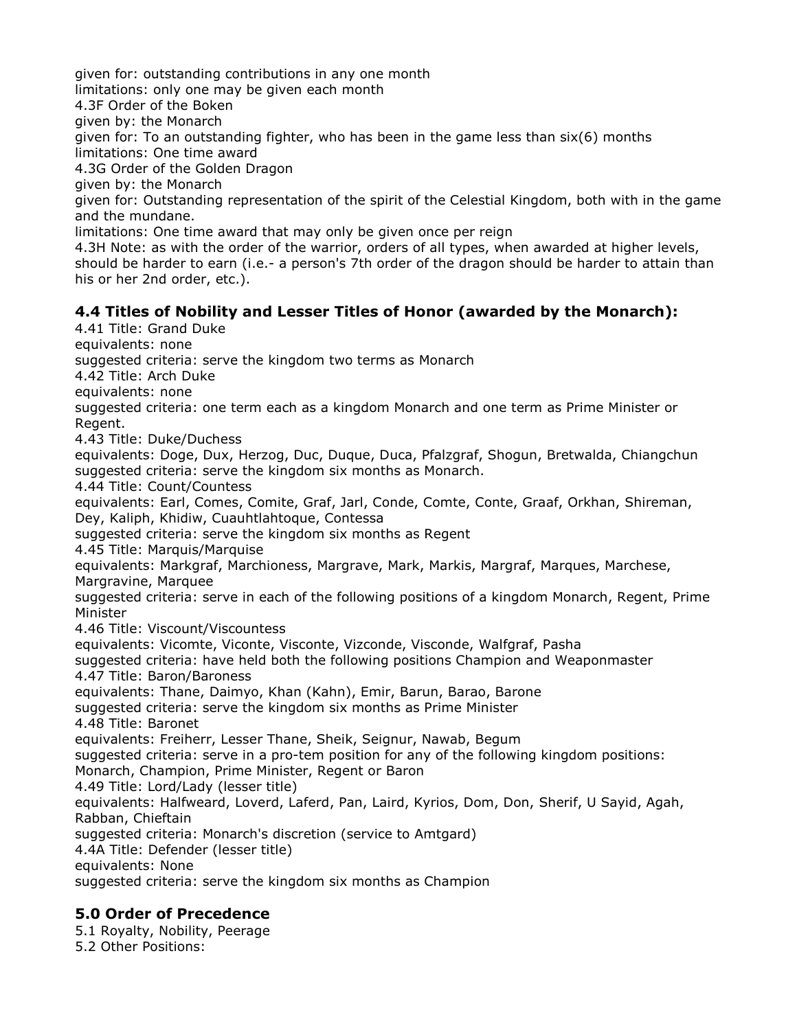given for: outstanding contributions in any one month
limitations: only one may be given each month
4.3F Order of the Boken
given by: the Monarch
given for: To an outstanding fighter, who has been in the game less than six(6) months
limitations: One time award
4.3G Order of the Golden Dragon
given by: the Monarch
given for: Outstanding representation of the spirit of the Celestial Kingdom, both with in the game and the mundane.
limitations: One time award that may only be given once per reign
4.3H Note: as with the order of the warrior, orders of all types, when awarded at higher levels, should be harder to earn (i.e.- a person's 7th order of the dragon should be harder to attain than his or her 2nd order, etc.).

### 4.4 Titles of Nobility and Lesser Titles of Honor (awarded by the Monarch):

4.41 Title: Grand Duke
equivalents: none
suggested criteria: serve the kingdom two terms as Monarch
4.42 Title: Arch Duke
equivalents: none
suggested criteria: one term each as a kingdom Monarch and one term as Prime Minister or Regent.
4.43 Title: Duke/Duchess
equivalents: Doge, Dux, Herzog, Duc, Duque, Duca, Pfalzgraf, Shogun, Bretwalda, Chiangchun
suggested criteria: serve the kingdom six months as Monarch.
4.44 Title: Count/Countess
equivalents: Earl, Comes, Comite, Graf, Jarl, Conde, Comte, Conte, Graaf, Orkhan, Shireman, Dey, Kaliph, Khidiw, Cuauhtlahtoque, Contessa
suggested criteria: serve the kingdom six months as Regent
4.45 Title: Marquis/Marquise
equivalents: Markgraf, Marchioness, Margrave, Mark, Markis, Margraf, Marques, Marchese, Margravine, Marquee
suggested criteria: serve in each of the following positions of a kingdom Monarch, Regent, Prime Minister
4.46 Title: Viscount/Viscountess
equivalents: Vicomte, Viconte, Visconte, Vizconde, Visconde, Walfgraf, Pasha
suggested criteria: have held both the following positions Champion and Weaponmaster
4.47 Title: Baron/Baroness
equivalents: Thane, Daimyo, Khan (Kahn), Emir, Barun, Barao, Barone
suggested criteria: serve the kingdom six months as Prime Minister
4.48 Title: Baronet
equivalents: Freiherr, Lesser Thane, Sheik, Seignur, Nawab, Begum
suggested criteria: serve in a pro-tem position for any of the following kingdom positions: Monarch, Champion, Prime Minister, Regent or Baron
4.49 Title: Lord/Lady (lesser title)
equivalents: Halfweard, Loverd, Laferd, Pan, Laird, Kyrios, Dom, Don, Sherif, U Sayid, Agah, Rabban, Chieftain
suggested criteria: Monarch's discretion (service to Amtgard)
4.4A Title: Defender (lesser title)
equivalents: None
suggested criteria: serve the kingdom six months as Champion

### 5.0 Order of Precedence

5.1 Royalty, Nobility, Peerage
5.2 Other Positions: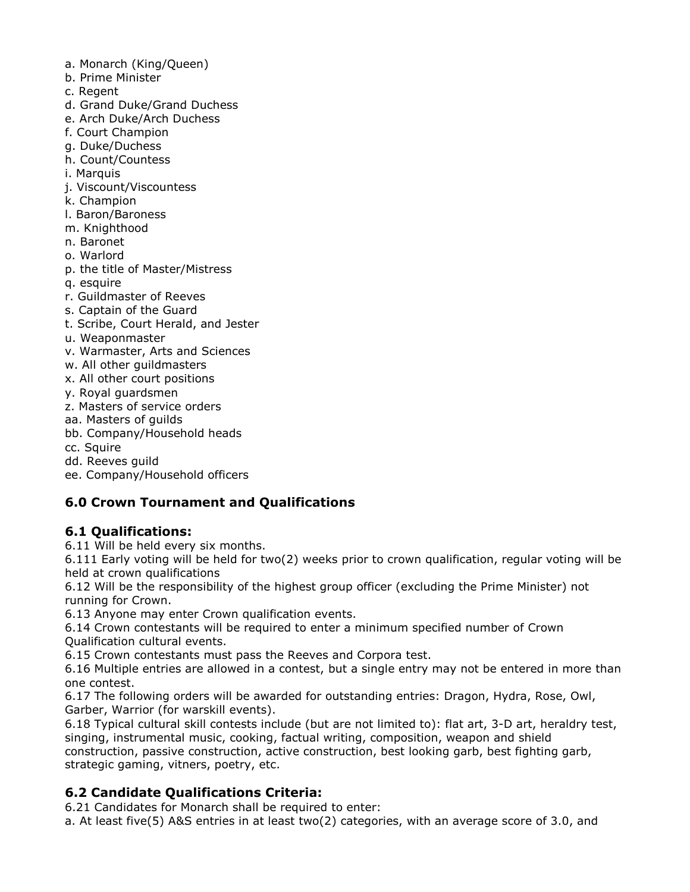a. Monarch (King/Queen)
b. Prime Minister
c. Regent
d. Grand Duke/Grand Duchess
e. Arch Duke/Arch Duchess
f. Court Champion
g. Duke/Duchess
h. Count/Countess
i. Marquis
j. Viscount/Viscountess
k. Champion
l. Baron/Baroness
m. Knighthood
n. Baronet
o. Warlord
p. the title of Master/Mistress
q. esquire
r. Guildmaster of Reeves
s. Captain of the Guard
t. Scribe, Court Herald, and Jester
u. Weaponmaster
v. Warmaster, Arts and Sciences
w. All other guildmasters
x. All other court positions
y. Royal guardsmen
z. Masters of service orders
aa. Masters of guilds
bb. Company/Household heads
cc. Squire
dd. Reeves guild
ee. Company/Household officers

## 6.0 Crown Tournament and Qualifications

### 6.1 Qualifications:

6.11 Will be held every six months.
6.111 Early voting will be held for two(2) weeks prior to crown qualification, regular voting will be held at crown qualifications
6.12 Will be the responsibility of the highest group officer (excluding the Prime Minister) not running for Crown.
6.13 Anyone may enter Crown qualification events.
6.14 Crown contestants will be required to enter a minimum specified number of Crown Qualification cultural events.
6.15 Crown contestants must pass the Reeves and Corpora test.
6.16 Multiple entries are allowed in a contest, but a single entry may not be entered in more than one contest.
6.17 The following orders will be awarded for outstanding entries: Dragon, Hydra, Rose, Owl, Garber, Warrior (for warskill events).
6.18 Typical cultural skill contests include (but are not limited to): flat art, 3-D art, heraldry test, singing, instrumental music, cooking, factual writing, composition, weapon and shield construction, passive construction, active construction, best looking garb, best fighting garb, strategic gaming, vitners, poetry, etc.

### 6.2 Candidate Qualifications Criteria:

6.21 Candidates for Monarch shall be required to enter:
a. At least five(5) A&S entries in at least two(2) categories, with an average score of 3.0, and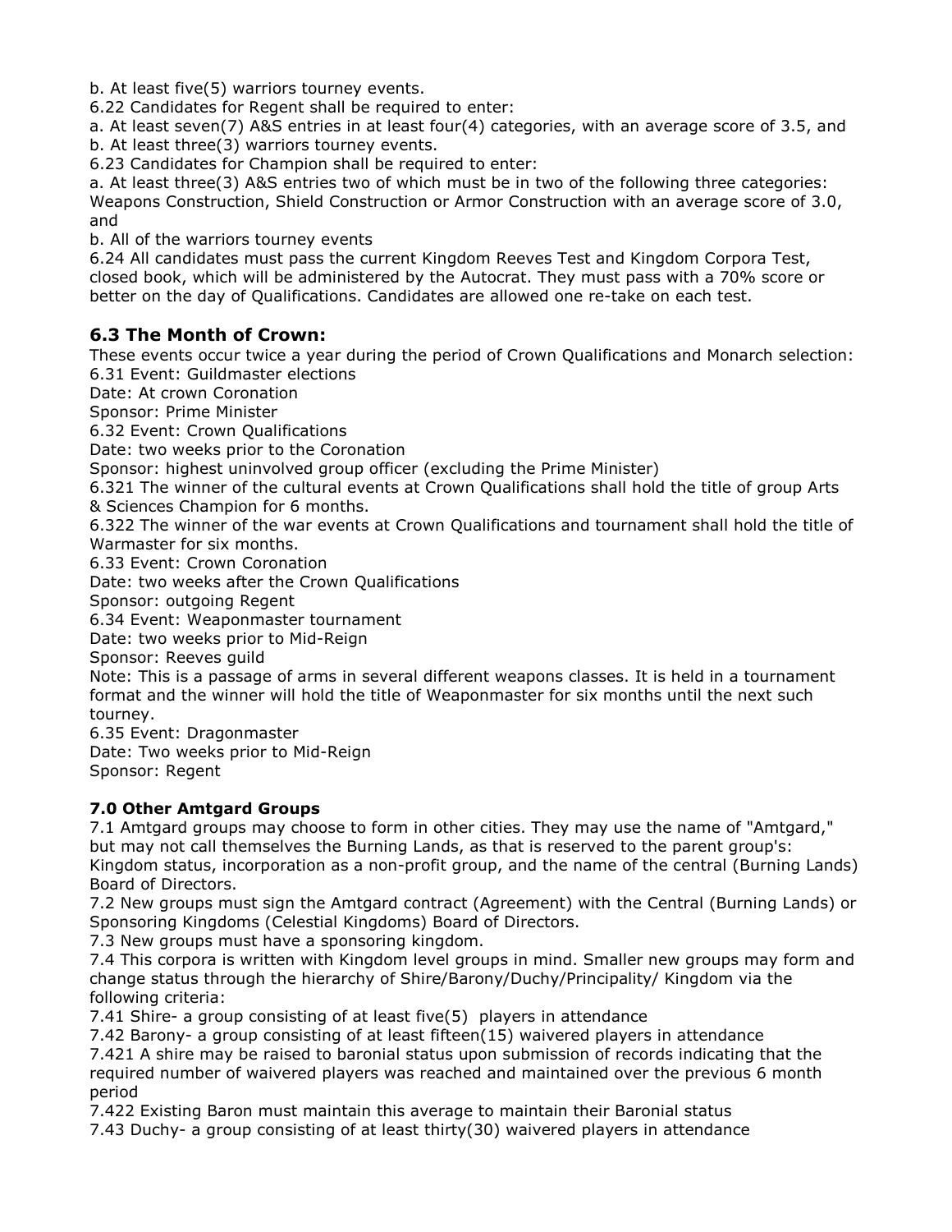b. At least five(5) warriors tourney events.

6.22 Candidates for Regent shall be required to enter:

a. At least seven(7) A&S entries in at least four(4) categories, with an average score of 3.5, and

b. At least three(3) warriors tourney events.

6.23 Candidates for Champion shall be required to enter:

a. At least three(3) A&S entries two of which must be in two of the following three categories: Weapons Construction, Shield Construction or Armor Construction with an average score of 3.0, and

b. All of the warriors tourney events

6.24 All candidates must pass the current Kingdom Reeves Test and Kingdom Corpora Test, closed book, which will be administered by the Autocrat. They must pass with a 70% score or better on the day of Qualifications. Candidates are allowed one re-take on each test.

## 6.3 The Month of Crown:

These events occur twice a year during the period of Crown Qualifications and Monarch selection:

6.31 Event: Guildmaster elections

Date: At crown Coronation

Sponsor: Prime Minister

6.32 Event: Crown Qualifications

Date: two weeks prior to the Coronation

Sponsor: highest uninvolved group officer (excluding the Prime Minister)

6.321 The winner of the cultural events at Crown Qualifications shall hold the title of group Arts & Sciences Champion for 6 months.

6.322 The winner of the war events at Crown Qualifications and tournament shall hold the title of Warmaster for six months.

6.33 Event: Crown Coronation

Date: two weeks after the Crown Qualifications

Sponsor: outgoing Regent

6.34 Event: Weaponmaster tournament

Date: two weeks prior to Mid-Reign

Sponsor: Reeves guild

Note: This is a passage of arms in several different weapons classes. It is held in a tournament format and the winner will hold the title of Weaponmaster for six months until the next such tourney.

6.35 Event: Dragonmaster

Date: Two weeks prior to Mid-Reign

Sponsor: Regent

### 7.0 Other Amtgard Groups

7.1 Amtgard groups may choose to form in other cities. They may use the name of "Amtgard," but may not call themselves the Burning Lands, as that is reserved to the parent group's: Kingdom status, incorporation as a non-profit group, and the name of the central (Burning Lands) Board of Directors.

7.2 New groups must sign the Amtgard contract (Agreement) with the Central (Burning Lands) or Sponsoring Kingdoms (Celestial Kingdoms) Board of Directors.

7.3 New groups must have a sponsoring kingdom.

7.4 This corpora is written with Kingdom level groups in mind. Smaller new groups may form and change status through the hierarchy of Shire/Barony/Duchy/Principality/ Kingdom via the following criteria:

7.41 Shire- a group consisting of at least five(5) players in attendance

7.42 Barony- a group consisting of at least fifteen(15) waivered players in attendance

7.421 A shire may be raised to baronial status upon submission of records indicating that the required number of waivered players was reached and maintained over the previous 6 month period

7.422 Existing Baron must maintain this average to maintain their Baronial status

7.43 Duchy- a group consisting of at least thirty(30) waivered players in attendance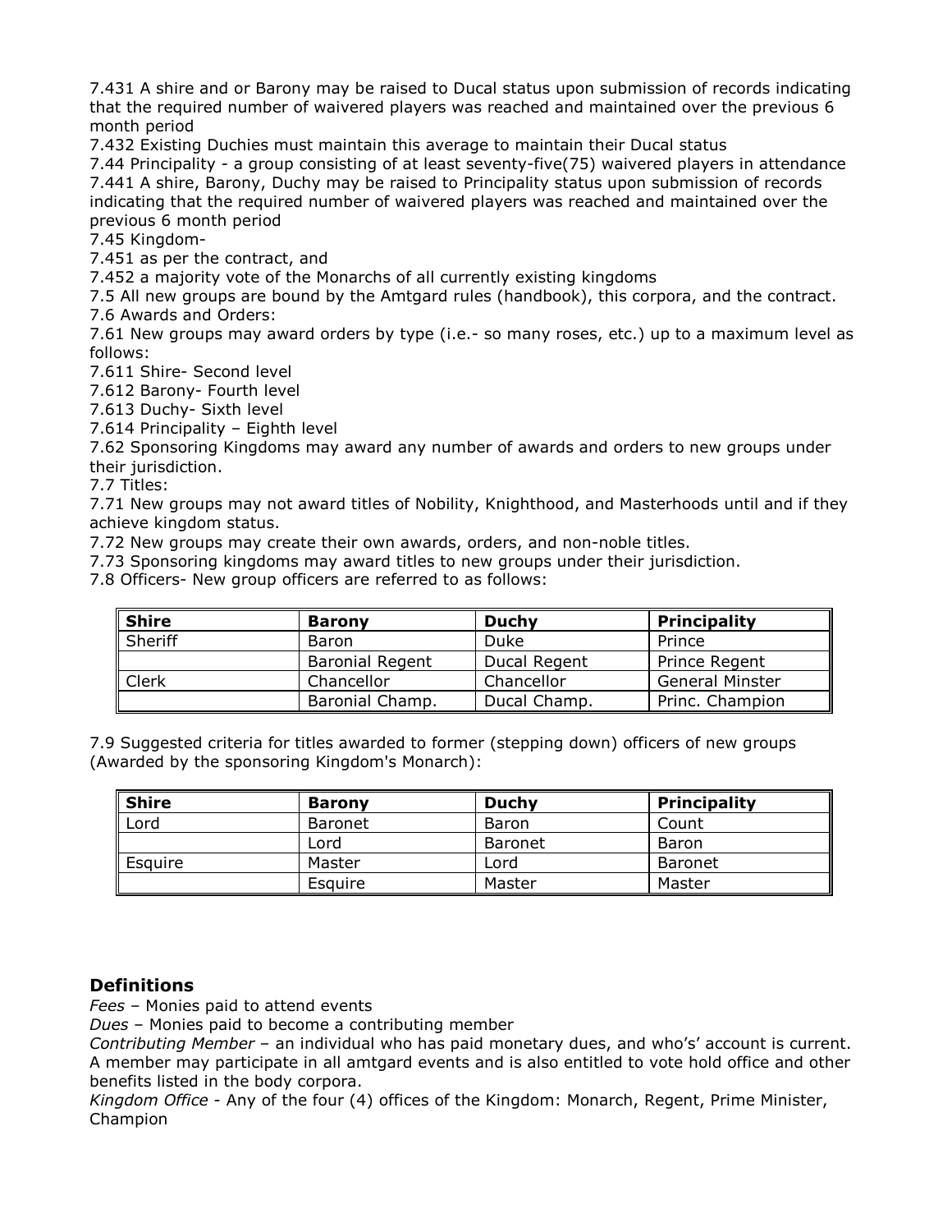7.431 A shire and or Barony may be raised to Ducal status upon submission of records indicating that the required number of waivered players was reached and maintained over the previous 6 month period

7.432 Existing Duchies must maintain this average to maintain their Ducal status

7.44 Principality - a group consisting of at least seventy-five(75) waivered players in attendance

7.441 A shire, Barony, Duchy may be raised to Principality status upon submission of records indicating that the required number of waivered players was reached and maintained over the previous 6 month period

7.45 Kingdom-

7.451 as per the contract, and

7.452 a majority vote of the Monarchs of all currently existing kingdoms

7.5 All new groups are bound by the Amtgard rules (handbook), this corpora, and the contract.

7.6 Awards and Orders:

7.61 New groups may award orders by type (i.e.- so many roses, etc.) up to a maximum level as follows:

7.611 Shire- Second level

7.612 Barony- Fourth level

7.613 Duchy- Sixth level

7.614 Principality – Eighth level

7.62 Sponsoring Kingdoms may award any number of awards and orders to new groups under their jurisdiction.

7.7 Titles:

7.71 New groups may not award titles of Nobility, Knighthood, and Masterhoods until and if they achieve kingdom status.

7.72 New groups may create their own awards, orders, and non-noble titles.

7.73 Sponsoring kingdoms may award titles to new groups under their jurisdiction.

7.8 Officers- New group officers are referred to as follows:

| Shire | Barony | Duchy | Principality |
|---|---|---|---|
| Sheriff | Baron | Duke | Prince |
| | Baronial Regent | Ducal Regent | Prince Regent |
| Clerk | Chancellor | Chancellor | General Minster |
| | Baronial Champ. | Ducal Champ. | Princ. Champion |

7.9 Suggested criteria for titles awarded to former (stepping down) officers of new groups (Awarded by the sponsoring Kingdom's Monarch):

| Shire | Barony | Duchy | Principality |
|---|---|---|---|
| Lord | Baronet | Baron | Count |
| | Lord | Baronet | Baron |
| Esquire | Master | Lord | Baronet |
| | Esquire | Master | Master |

## Definitions

*Fees* – Monies paid to attend events

*Dues* – Monies paid to become a contributing member

*Contributing Member* – an individual who has paid monetary dues, and who's' account is current. A member may participate in all amtgard events and is also entitled to vote hold office and other benefits listed in the body corpora.

*Kingdom Office* - Any of the four (4) offices of the Kingdom: Monarch, Regent, Prime Minister, Champion